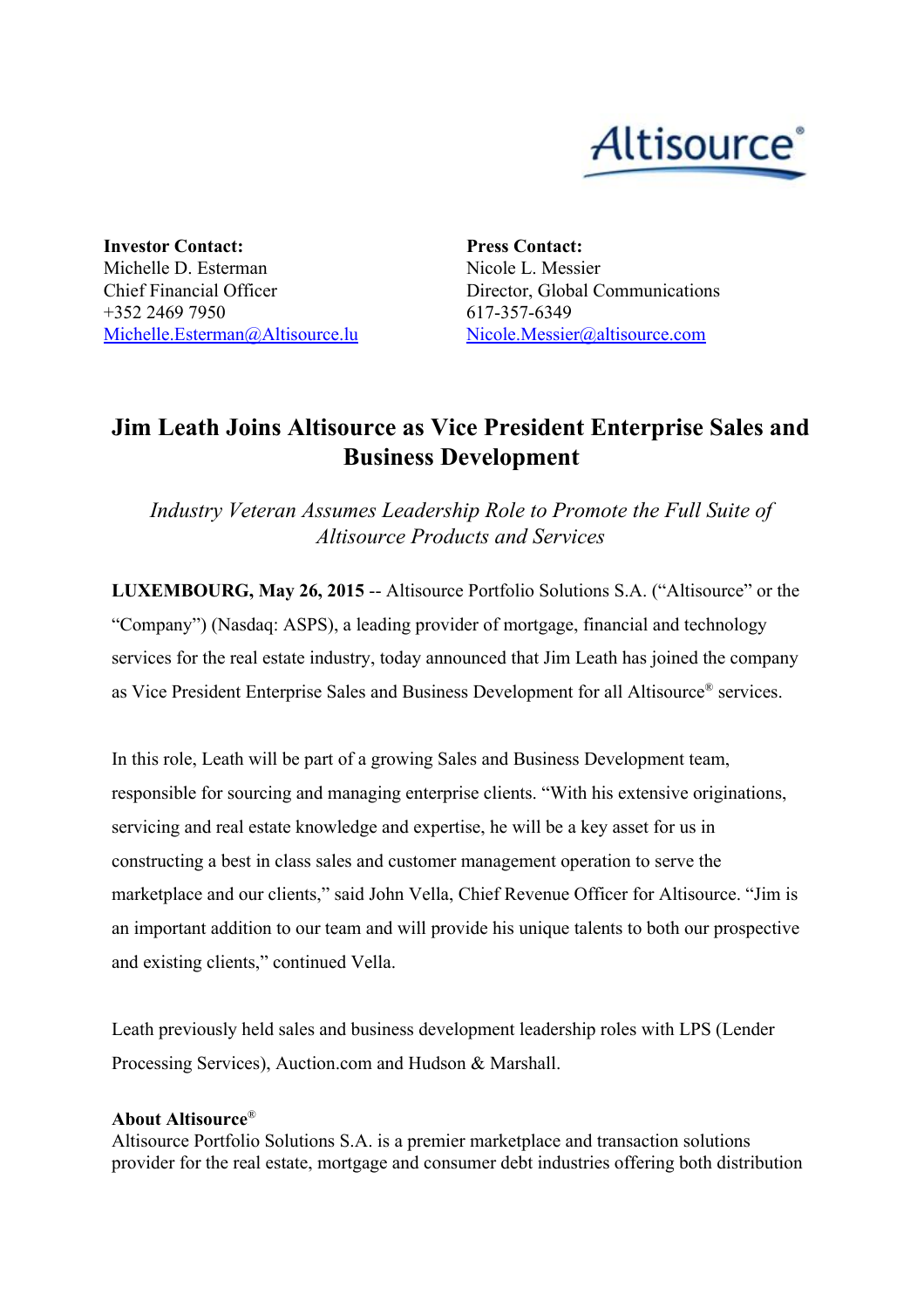Altisource®

**Investor Contact:**
Michelle D. Esterman
Chief Financial Officer
+352 2469 7950
Michelle.Esterman@Altisource.lu

**Press Contact:**
Nicole L. Messier
Director, Global Communications
617-357-6349
Nicole.Messier@altisource.com

# Jim Leath Joins Altisource as Vice President Enterprise Sales and Business Development

*Industry Veteran Assumes Leadership Role to Promote the Full Suite of Altisource Products and Services*

**LUXEMBOURG, May 26, 2015** -- Altisource Portfolio Solutions S.A. ("Altisource" or the "Company") (Nasdaq: ASPS), a leading provider of mortgage, financial and technology services for the real estate industry, today announced that Jim Leath has joined the company as Vice President Enterprise Sales and Business Development for all Altisource® services.

In this role, Leath will be part of a growing Sales and Business Development team, responsible for sourcing and managing enterprise clients. "With his extensive originations, servicing and real estate knowledge and expertise, he will be a key asset for us in constructing a best in class sales and customer management operation to serve the marketplace and our clients," said John Vella, Chief Revenue Officer for Altisource. "Jim is an important addition to our team and will provide his unique talents to both our prospective and existing clients," continued Vella.

Leath previously held sales and business development leadership roles with LPS (Lender Processing Services), Auction.com and Hudson & Marshall.

**About Altisource®**
Altisource Portfolio Solutions S.A. is a premier marketplace and transaction solutions provider for the real estate, mortgage and consumer debt industries offering both distribution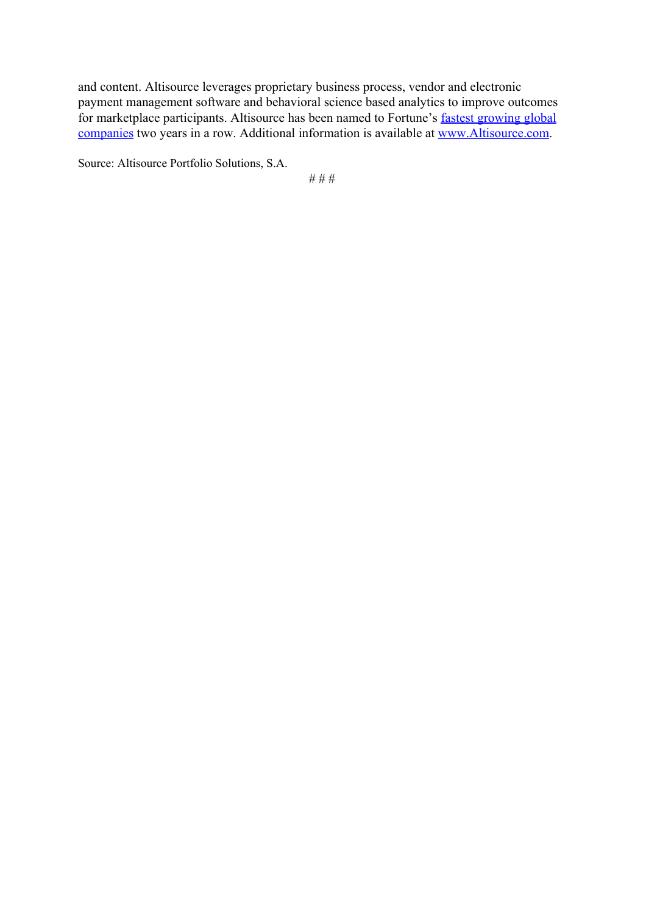and content. Altisource leverages proprietary business process, vendor and electronic payment management software and behavioral science based analytics to improve outcomes for marketplace participants. Altisource has been named to Fortune's [fastest growing global companies](#) two years in a row. Additional information is available at [www.Altisource.com](http://www.Altisource.com).

Source: Altisource Portfolio Solutions, S.A.

# # #